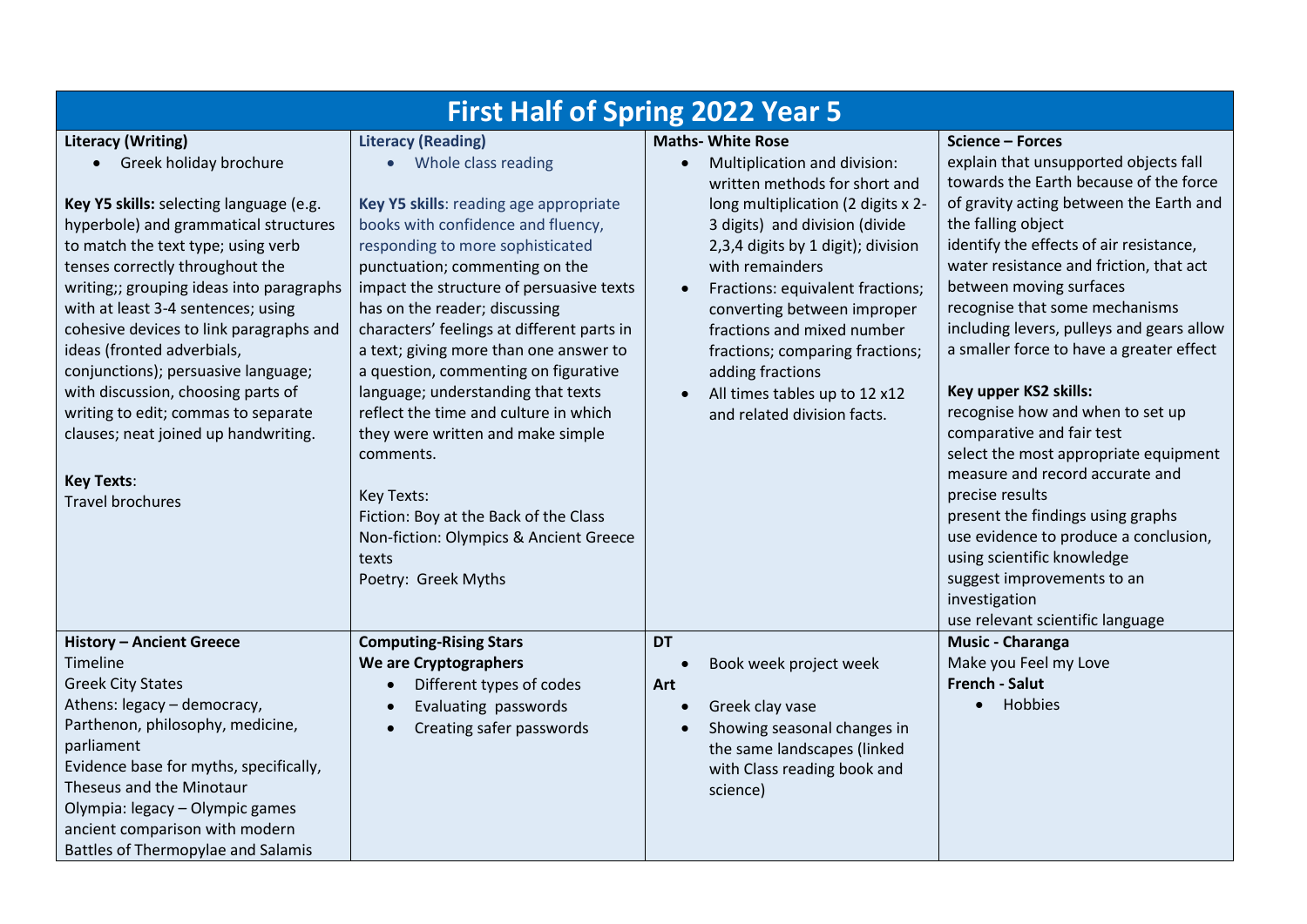# First Half of Spring 2022 Year 5

| Literacy (Writing) | Literacy (Reading) | Maths- White Rose | Science – Forces |
|---|---|---|---|
| • Greek holiday brochure<br><br>**Key Y5 skills:** selecting language (e.g. hyperbole) and grammatical structures to match the text type; using verb tenses correctly throughout the writing;; grouping ideas into paragraphs with at least 3-4 sentences; using cohesive devices to link paragraphs and ideas (fronted adverbials, conjunctions); persuasive language; with discussion, choosing parts of writing to edit; commas to separate clauses; neat joined up handwriting.<br><br>**Key Texts**:<br>Travel brochures | • Whole class reading<br><br>**Key Y5 skills**: reading age appropriate books with confidence and fluency, responding to more sophisticated punctuation; commenting on the impact the structure of persuasive texts has on the reader; discussing characters' feelings at different parts in a text; giving more than one answer to a question, commenting on figurative language; understanding that texts reflect the time and culture in which they were written and make simple comments.<br><br>Key Texts:<br>Fiction: Boy at the Back of the Class<br>Non-fiction: Olympics & Ancient Greece texts<br>Poetry: Greek Myths | • Multiplication and division: written methods for short and long multiplication (2 digits x 2-3 digits) and division (divide 2,3,4 digits by 1 digit); division with remainders<br>• Fractions: equivalent fractions; converting between improper fractions and mixed number fractions; comparing fractions; adding fractions<br>• All times tables up to 12 x12 and related division facts. | explain that unsupported objects fall towards the Earth because of the force of gravity acting between the Earth and the falling object<br>identify the effects of air resistance, water resistance and friction, that act between moving surfaces<br>recognise that some mechanisms including levers, pulleys and gears allow a smaller force to have a greater effect<br><br>**Key upper KS2 skills:**<br>recognise how and when to set up comparative and fair test<br>select the most appropriate equipment<br>measure and record accurate and precise results<br>present the findings using graphs<br>use evidence to produce a conclusion, using scientific knowledge<br>suggest improvements to an investigation<br>use relevant scientific language |
| **History – Ancient Greece**<br>Timeline<br>Greek City States<br>Athens: legacy – democracy, Parthenon, philosophy, medicine, parliament<br>Evidence base for myths, specifically, Theseus and the Minotaur<br>Olympia: legacy – Olympic games ancient comparison with modern<br>Battles of Thermopylae and Salamis | **Computing-Rising Stars**<br>**We are Cryptographers**<br>• Different types of codes<br>• Evaluating passwords<br>• Creating safer passwords | **DT**<br>• Book week project week<br>**Art**<br>• Greek clay vase<br>• Showing seasonal changes in the same landscapes (linked with Class reading book and science) | **Music - Charanga**<br>Make you Feel my Love<br>**French - Salut**<br>• Hobbies |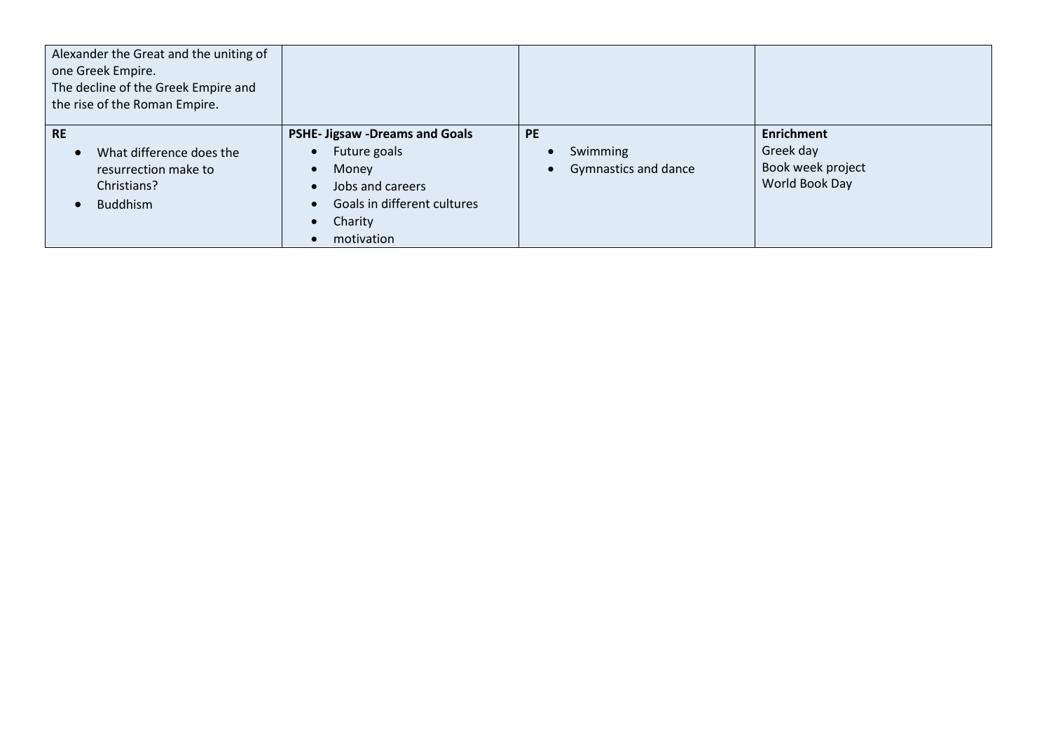| | | | |
|---|---|---|---|
| Alexander the Great and the uniting of one Greek Empire.<br>The decline of the Greek Empire and the rise of the Roman Empire. | | | |
| **RE**<br>• What difference does the resurrection make to Christians?<br>• Buddhism | **PSHE- Jigsaw -Dreams and Goals**<br>• Future goals<br>• Money<br>• Jobs and careers<br>• Goals in different cultures<br>• Charity<br>• motivation | **PE**<br>• Swimming<br>• Gymnastics and dance | **Enrichment**<br>Greek day<br>Book week project<br>World Book Day |